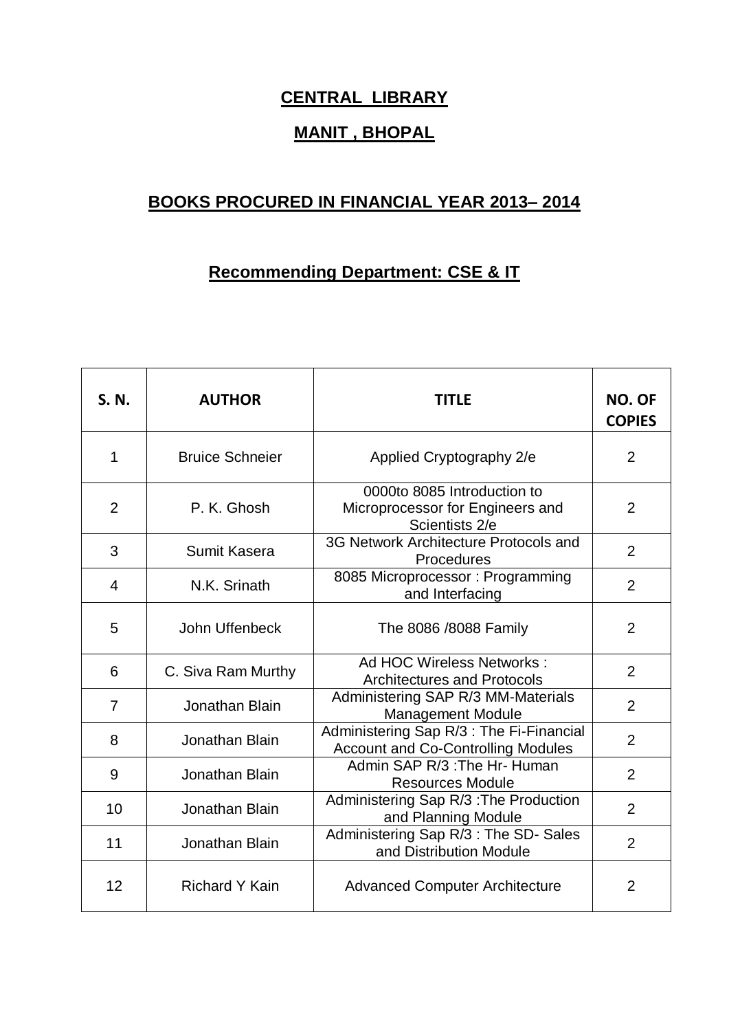# CENTRAL LIBRARY

# MANIT , BHOPAL

## BOOKS PROCURED IN FINANCIAL YEAR 2013– 2014

### Recommending Department: CSE & IT

| S. N. | AUTHOR | TITLE | NO. OF COPIES |
|---|---|---|---|
| 1 | Bruice Schneier | Applied Cryptography 2/e | 2 |
| 2 | P. K. Ghosh | 0000to 8085 Introduction to Microprocessor for Engineers and Scientists 2/e | 2 |
| 3 | Sumit Kasera | 3G Network Architecture Protocols and Procedures | 2 |
| 4 | N.K. Srinath | 8085 Microprocessor : Programming and Interfacing | 2 |
| 5 | John Uffenbeck | The 8086 /8088 Family | 2 |
| 6 | C. Siva Ram Murthy | Ad HOC Wireless Networks : Architectures and Protocols | 2 |
| 7 | Jonathan Blain | Administering SAP R/3 MM-Materials Management Module | 2 |
| 8 | Jonathan Blain | Administering Sap R/3 : The Fi-Financial Account and Co-Controlling Modules | 2 |
| 9 | Jonathan Blain | Admin SAP R/3 :The Hr- Human Resources Module | 2 |
| 10 | Jonathan Blain | Administering Sap R/3 :The Production and Planning Module | 2 |
| 11 | Jonathan Blain | Administering Sap R/3 : The SD- Sales and Distribution Module | 2 |
| 12 | Richard Y Kain | Advanced Computer Architecture | 2 |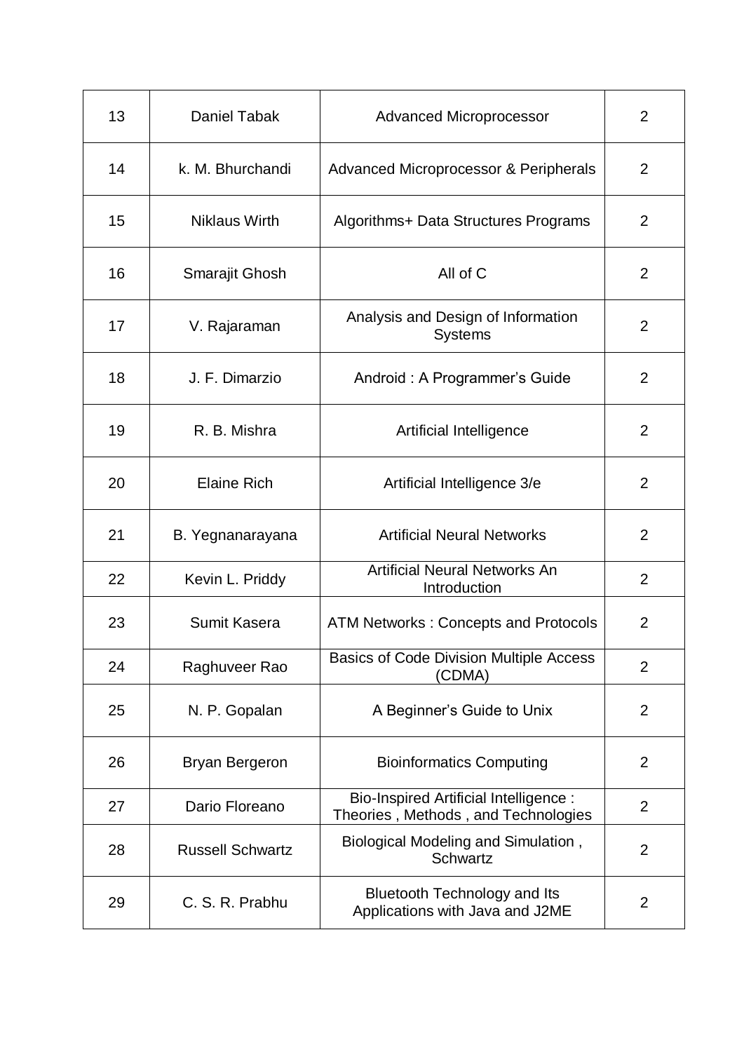| 13 | Daniel Tabak | Advanced Microprocessor | 2 |
|---|---|---|---|
| 14 | k. M. Bhurchandi | Advanced Microprocessor & Peripherals | 2 |
| 15 | Niklaus Wirth | Algorithms+ Data Structures Programs | 2 |
| 16 | Smarajit Ghosh | All of C | 2 |
| 17 | V. Rajaraman | Analysis and Design of Information Systems | 2 |
| 18 | J. F. Dimarzio | Android : A Programmer's Guide | 2 |
| 19 | R. B. Mishra | Artificial Intelligence | 2 |
| 20 | Elaine Rich | Artificial Intelligence 3/e | 2 |
| 21 | B. Yegnanarayana | Artificial Neural Networks | 2 |
| 22 | Kevin L. Priddy | Artificial Neural Networks An Introduction | 2 |
| 23 | Sumit Kasera | ATM Networks : Concepts and Protocols | 2 |
| 24 | Raghuveer Rao | Basics of Code Division Multiple Access (CDMA) | 2 |
| 25 | N. P. Gopalan | A Beginner's Guide to Unix | 2 |
| 26 | Bryan Bergeron | Bioinformatics Computing | 2 |
| 27 | Dario Floreano | Bio-Inspired Artificial Intelligence : Theories , Methods , and Technologies | 2 |
| 28 | Russell Schwartz | Biological Modeling and Simulation , Schwartz | 2 |
| 29 | C. S. R. Prabhu | Bluetooth Technology and Its Applications with Java and J2ME | 2 |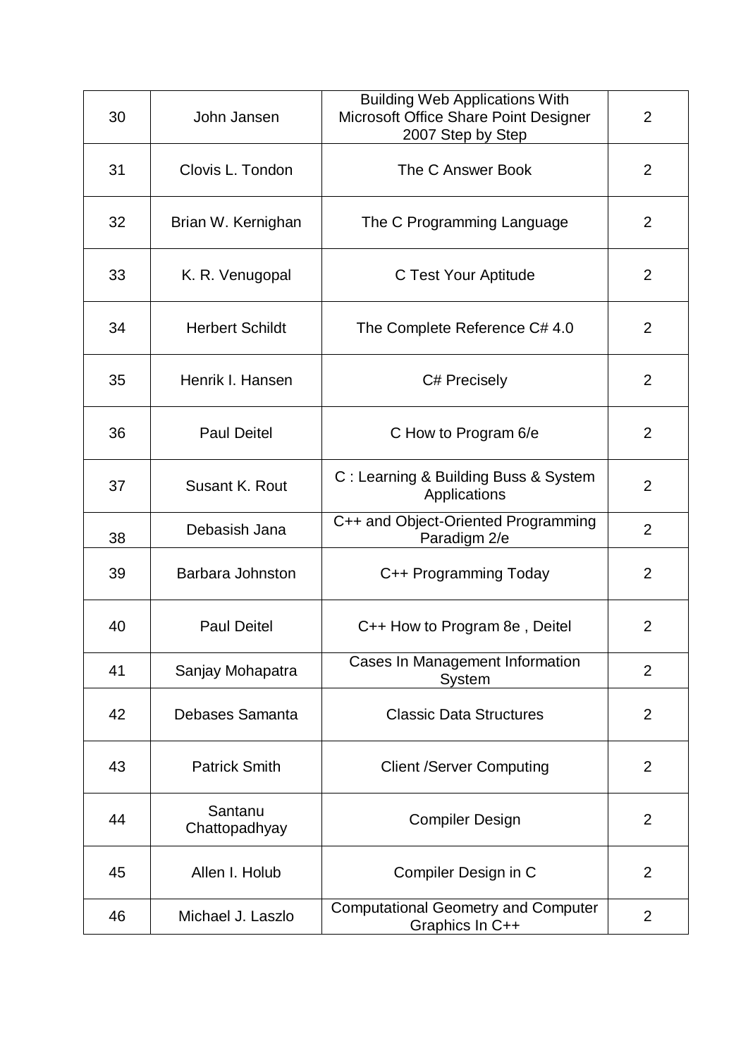| 30 | John Jansen | Building Web Applications With Microsoft Office Share Point Designer 2007 Step by Step | 2 |
|---|---|---|---|
| 31 | Clovis L. Tondon | The C Answer Book | 2 |
| 32 | Brian W. Kernighan | The C Programming Language | 2 |
| 33 | K. R. Venugopal | C Test Your Aptitude | 2 |
| 34 | Herbert Schildt | The Complete Reference C# 4.0 | 2 |
| 35 | Henrik I. Hansen | C# Precisely | 2 |
| 36 | Paul Deitel | C How to Program 6/e | 2 |
| 37 | Susant K. Rout | C : Learning & Building Buss & System Applications | 2 |
| 38 | Debasish Jana | C++ and Object-Oriented Programming Paradigm 2/e | 2 |
| 39 | Barbara Johnston | C++ Programming Today | 2 |
| 40 | Paul Deitel | C++ How to Program 8e , Deitel | 2 |
| 41 | Sanjay Mohapatra | Cases In Management Information System | 2 |
| 42 | Debases Samanta | Classic Data Structures | 2 |
| 43 | Patrick Smith | Client /Server Computing | 2 |
| 44 | Santanu Chattopadhyay | Compiler Design | 2 |
| 45 | Allen I. Holub | Compiler Design in C | 2 |
| 46 | Michael J. Laszlo | Computational Geometry and Computer Graphics In C++ | 2 |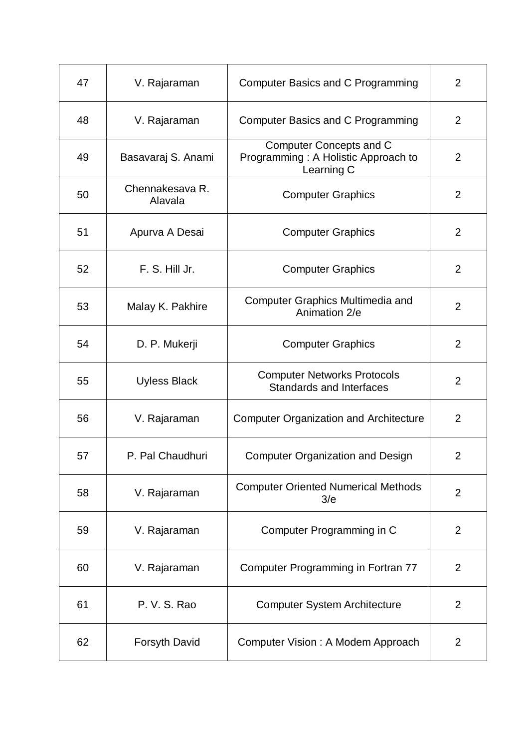| 47 | V. Rajaraman | Computer Basics and C Programming | 2 |
|---|---|---|---|
| 48 | V. Rajaraman | Computer Basics and C Programming | 2 |
| 49 | Basavaraj S. Anami | Computer Concepts and C Programming : A Holistic Approach to Learning C | 2 |
| 50 | Chennakesava R. Alavala | Computer Graphics | 2 |
| 51 | Apurva A Desai | Computer Graphics | 2 |
| 52 | F. S. Hill Jr. | Computer Graphics | 2 |
| 53 | Malay K. Pakhire | Computer Graphics Multimedia and Animation 2/e | 2 |
| 54 | D. P. Mukerji | Computer Graphics | 2 |
| 55 | Uyless Black | Computer Networks Protocols Standards and Interfaces | 2 |
| 56 | V. Rajaraman | Computer Organization and Architecture | 2 |
| 57 | P. Pal Chaudhuri | Computer Organization and Design | 2 |
| 58 | V. Rajaraman | Computer Oriented Numerical Methods 3/e | 2 |
| 59 | V. Rajaraman | Computer Programming in C | 2 |
| 60 | V. Rajaraman | Computer Programming in Fortran 77 | 2 |
| 61 | P. V. S. Rao | Computer System Architecture | 2 |
| 62 | Forsyth David | Computer Vision : A Modem Approach | 2 |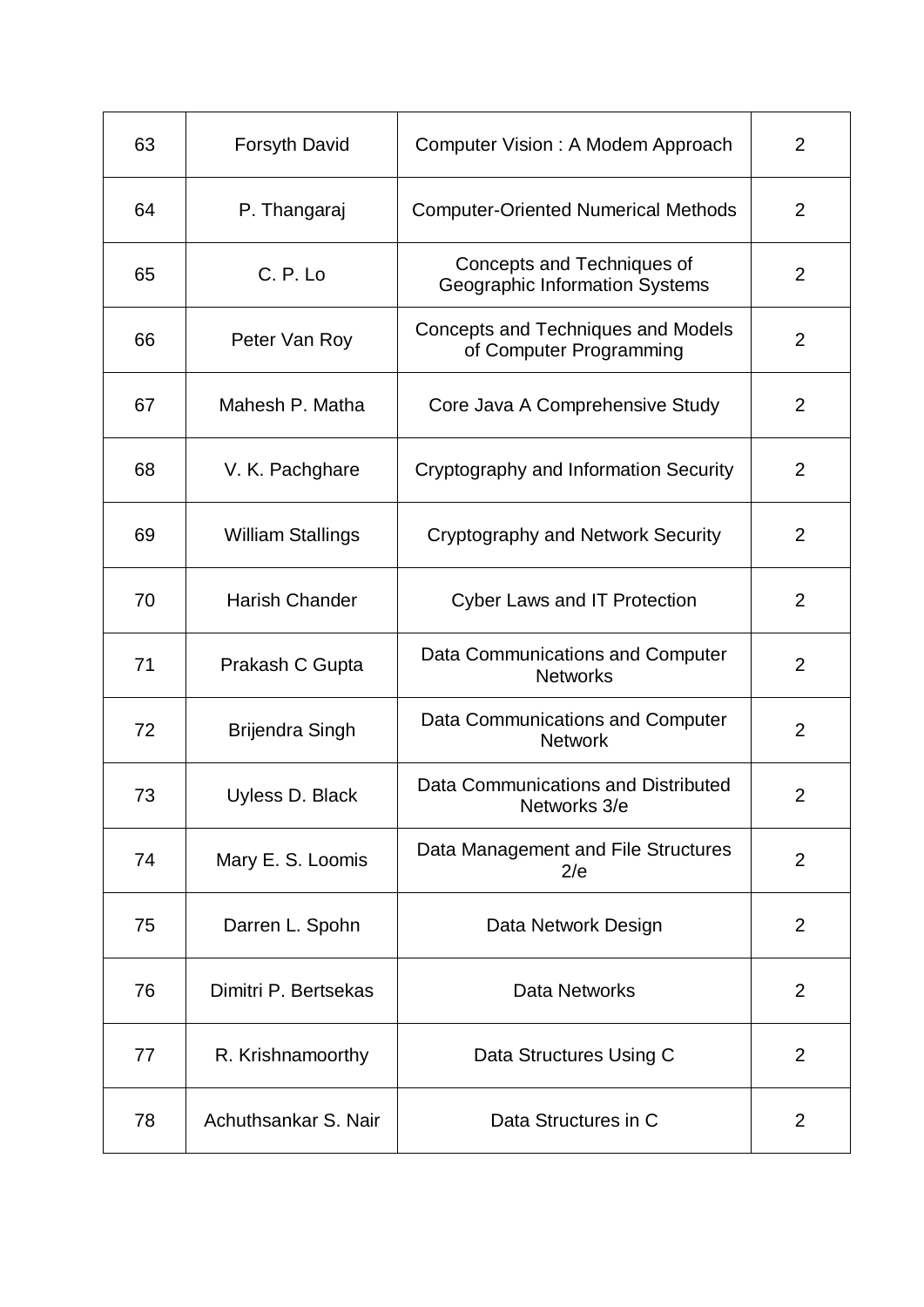| 63 | Forsyth David | Computer Vision : A Modem Approach | 2 |
|---|---|---|---|
| 64 | P. Thangaraj | Computer-Oriented Numerical Methods | 2 |
| 65 | C. P. Lo | Concepts and Techniques of Geographic Information Systems | 2 |
| 66 | Peter Van Roy | Concepts and Techniques and Models of Computer Programming | 2 |
| 67 | Mahesh P. Matha | Core Java A Comprehensive Study | 2 |
| 68 | V. K. Pachghare | Cryptography and Information Security | 2 |
| 69 | William Stallings | Cryptography and Network Security | 2 |
| 70 | Harish Chander | Cyber Laws and IT Protection | 2 |
| 71 | Prakash C Gupta | Data Communications and Computer Networks | 2 |
| 72 | Brijendra Singh | Data Communications and Computer Network | 2 |
| 73 | Uyless D. Black | Data Communications and Distributed Networks 3/e | 2 |
| 74 | Mary E. S. Loomis | Data Management and File Structures 2/e | 2 |
| 75 | Darren L. Spohn | Data Network Design | 2 |
| 76 | Dimitri P. Bertsekas | Data Networks | 2 |
| 77 | R. Krishnamoorthy | Data Structures Using C | 2 |
| 78 | Achuthsankar S. Nair | Data Structures in C | 2 |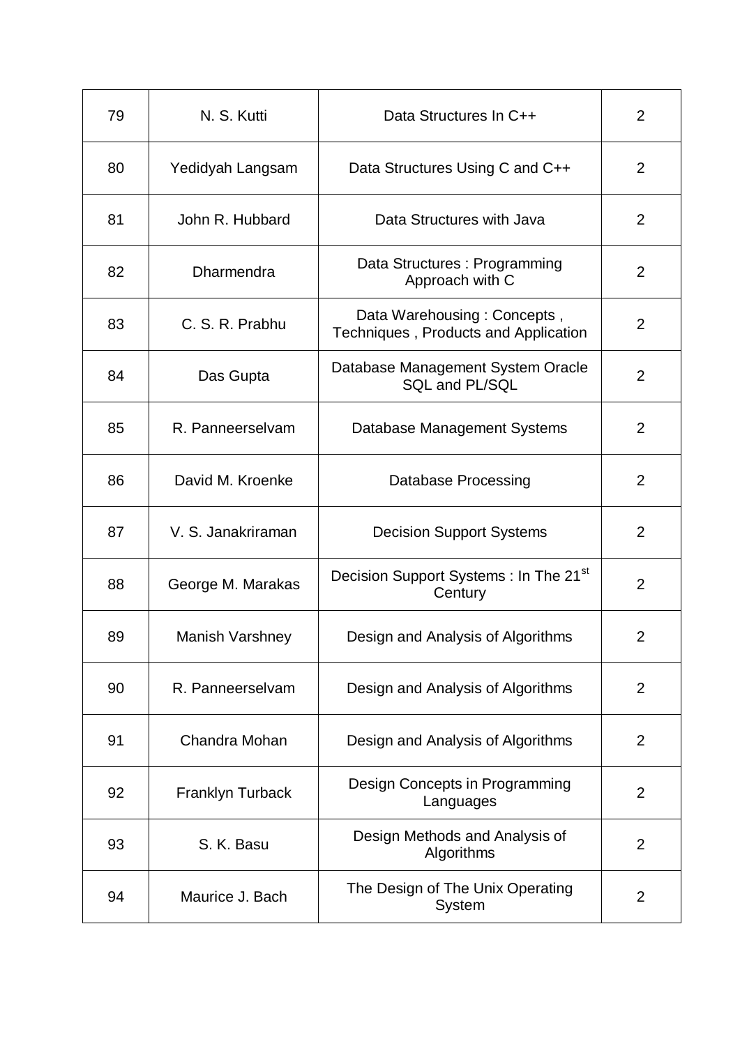| 79 | N. S. Kutti | Data Structures In C++ | 2 |
|---|---|---|---|
| 80 | Yedidyah Langsam | Data Structures Using C and C++ | 2 |
| 81 | John R. Hubbard | Data Structures with Java | 2 |
| 82 | Dharmendra | Data Structures : Programming Approach with C | 2 |
| 83 | C. S. R. Prabhu | Data Warehousing : Concepts , Techniques , Products and Application | 2 |
| 84 | Das Gupta | Database Management System Oracle SQL and PL/SQL | 2 |
| 85 | R. Panneerselvam | Database Management Systems | 2 |
| 86 | David M. Kroenke | Database Processing | 2 |
| 87 | V. S. Janakriraman | Decision Support Systems | 2 |
| 88 | George M. Marakas | Decision Support Systems : In The 21st Century | 2 |
| 89 | Manish Varshney | Design and Analysis of Algorithms | 2 |
| 90 | R. Panneerselvam | Design and Analysis of Algorithms | 2 |
| 91 | Chandra Mohan | Design and Analysis of Algorithms | 2 |
| 92 | Franklyn Turback | Design Concepts in Programming Languages | 2 |
| 93 | S. K. Basu | Design Methods and Analysis of Algorithms | 2 |
| 94 | Maurice J. Bach | The Design of The Unix Operating System | 2 |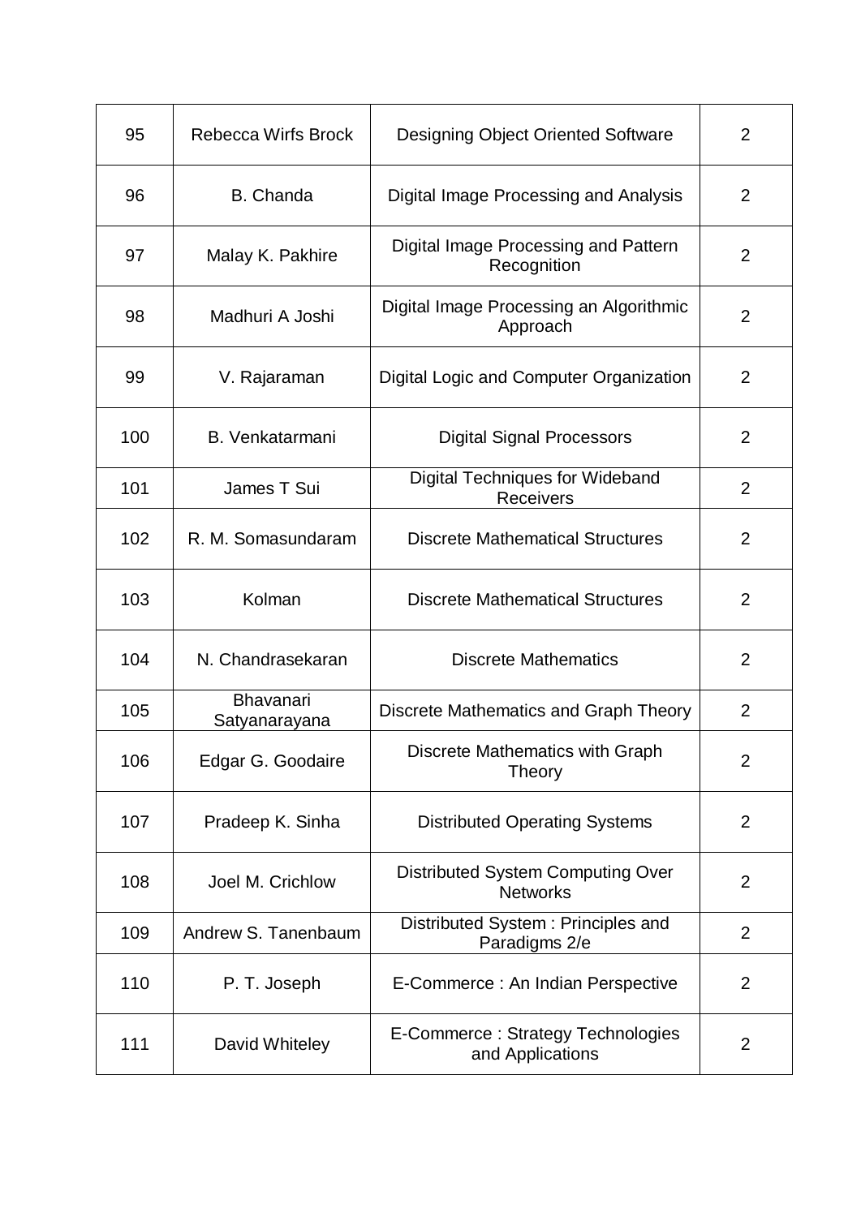| 95 | Rebecca Wirfs Brock | Designing Object Oriented Software | 2 |
|---|---|---|---|
| 96 | B. Chanda | Digital Image Processing and Analysis | 2 |
| 97 | Malay K. Pakhire | Digital Image Processing and Pattern Recognition | 2 |
| 98 | Madhuri A Joshi | Digital Image Processing an Algorithmic Approach | 2 |
| 99 | V. Rajaraman | Digital Logic and Computer Organization | 2 |
| 100 | B. Venkatarmani | Digital Signal Processors | 2 |
| 101 | James T Sui | Digital Techniques for Wideband Receivers | 2 |
| 102 | R. M. Somasundaram | Discrete Mathematical Structures | 2 |
| 103 | Kolman | Discrete Mathematical Structures | 2 |
| 104 | N. Chandrasekaran | Discrete Mathematics | 2 |
| 105 | Bhavanari Satyanarayana | Discrete Mathematics and Graph Theory | 2 |
| 106 | Edgar G. Goodaire | Discrete Mathematics with Graph Theory | 2 |
| 107 | Pradeep K. Sinha | Distributed Operating Systems | 2 |
| 108 | Joel M. Crichlow | Distributed System Computing Over Networks | 2 |
| 109 | Andrew S. Tanenbaum | Distributed System : Principles and Paradigms 2/e | 2 |
| 110 | P. T. Joseph | E-Commerce : An Indian Perspective | 2 |
| 111 | David Whiteley | E-Commerce : Strategy Technologies and Applications | 2 |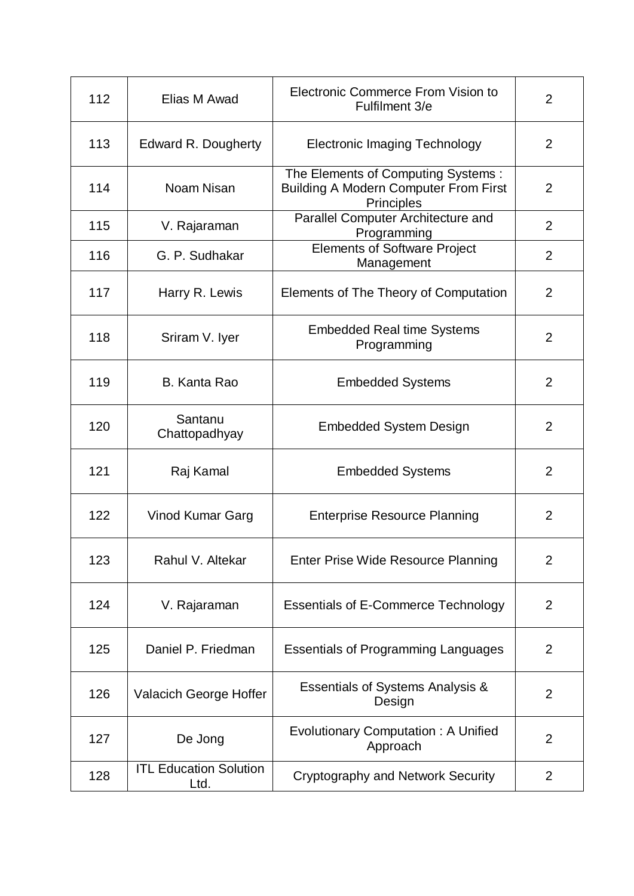| 112 | Elias M Awad | Electronic Commerce From Vision to Fulfilment 3/e | 2 |
|---|---|---|---|
| 113 | Edward R. Dougherty | Electronic Imaging Technology | 2 |
| 114 | Noam Nisan | The Elements of Computing Systems : Building A Modern Computer From First Principles | 2 |
| 115 | V. Rajaraman | Parallel Computer Architecture and Programming | 2 |
| 116 | G. P. Sudhakar | Elements of Software Project Management | 2 |
| 117 | Harry R. Lewis | Elements of The Theory of Computation | 2 |
| 118 | Sriram V. Iyer | Embedded Real time Systems Programming | 2 |
| 119 | B. Kanta Rao | Embedded Systems | 2 |
| 120 | Santanu Chattopadhyay | Embedded System Design | 2 |
| 121 | Raj Kamal | Embedded Systems | 2 |
| 122 | Vinod Kumar Garg | Enterprise Resource Planning | 2 |
| 123 | Rahul V. Altekar | Enter Prise Wide Resource Planning | 2 |
| 124 | V. Rajaraman | Essentials of E-Commerce Technology | 2 |
| 125 | Daniel P. Friedman | Essentials of Programming Languages | 2 |
| 126 | Valacich George Hoffer | Essentials of Systems Analysis & Design | 2 |
| 127 | De Jong | Evolutionary Computation : A Unified Approach | 2 |
| 128 | ITL Education Solution Ltd. | Cryptography and Network Security | 2 |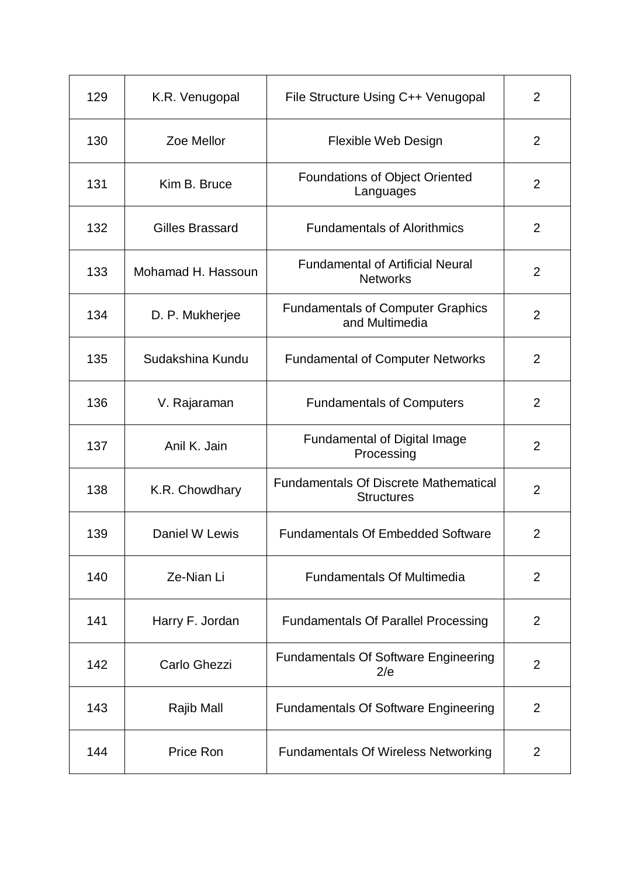| 129 | K.R. Venugopal | File Structure Using C++ Venugopal | 2 |
|---|---|---|---|
| 130 | Zoe Mellor | Flexible Web Design | 2 |
| 131 | Kim B. Bruce | Foundations of Object Oriented Languages | 2 |
| 132 | Gilles Brassard | Fundamentals of Alorithmics | 2 |
| 133 | Mohamad H. Hassoun | Fundamental of Artificial Neural Networks | 2 |
| 134 | D. P. Mukherjee | Fundamentals of Computer Graphics and Multimedia | 2 |
| 135 | Sudakshina Kundu | Fundamental of Computer Networks | 2 |
| 136 | V. Rajaraman | Fundamentals of Computers | 2 |
| 137 | Anil K. Jain | Fundamental of Digital Image Processing | 2 |
| 138 | K.R. Chowdhary | Fundamentals Of Discrete Mathematical Structures | 2 |
| 139 | Daniel W Lewis | Fundamentals Of Embedded Software | 2 |
| 140 | Ze-Nian Li | Fundamentals Of Multimedia | 2 |
| 141 | Harry F. Jordan | Fundamentals Of Parallel Processing | 2 |
| 142 | Carlo Ghezzi | Fundamentals Of Software Engineering 2/e | 2 |
| 143 | Rajib Mall | Fundamentals Of Software Engineering | 2 |
| 144 | Price Ron | Fundamentals Of Wireless Networking | 2 |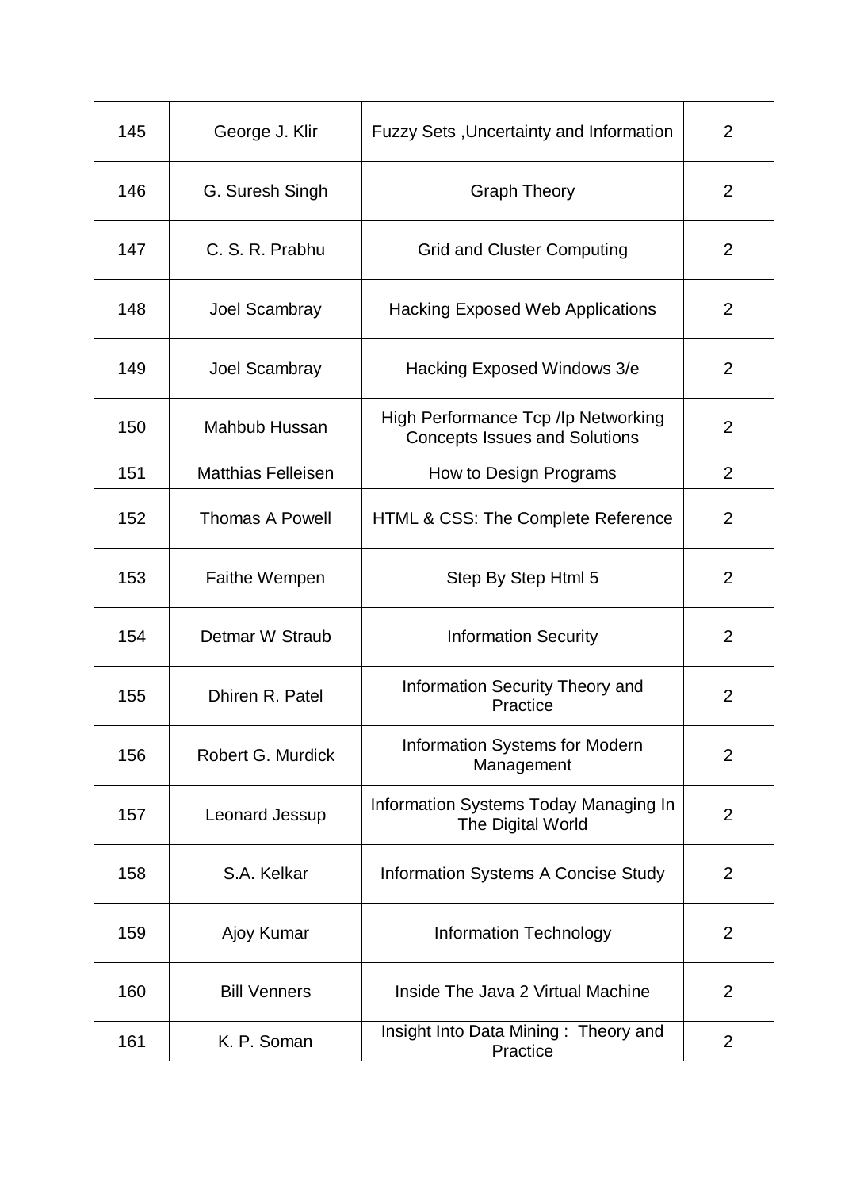| 145 | George J. Klir | Fuzzy Sets ,Uncertainty and Information | 2 |
|---|---|---|---|
| 146 | G. Suresh Singh | Graph Theory | 2 |
| 147 | C. S. R. Prabhu | Grid and Cluster Computing | 2 |
| 148 | Joel Scambray | Hacking Exposed Web Applications | 2 |
| 149 | Joel Scambray | Hacking Exposed Windows 3/e | 2 |
| 150 | Mahbub Hussan | High Performance Tcp /Ip Networking Concepts Issues and Solutions | 2 |
| 151 | Matthias Felleisen | How to Design Programs | 2 |
| 152 | Thomas A Powell | HTML & CSS: The Complete Reference | 2 |
| 153 | Faithe Wempen | Step By Step Html 5 | 2 |
| 154 | Detmar W Straub | Information Security | 2 |
| 155 | Dhiren R. Patel | Information Security Theory and Practice | 2 |
| 156 | Robert G. Murdick | Information Systems for Modern Management | 2 |
| 157 | Leonard Jessup | Information Systems Today Managing In The Digital World | 2 |
| 158 | S.A. Kelkar | Information Systems A Concise Study | 2 |
| 159 | Ajoy Kumar | Information Technology | 2 |
| 160 | Bill Venners | Inside The Java 2 Virtual Machine | 2 |
| 161 | K. P. Soman | Insight Into Data Mining : Theory and Practice | 2 |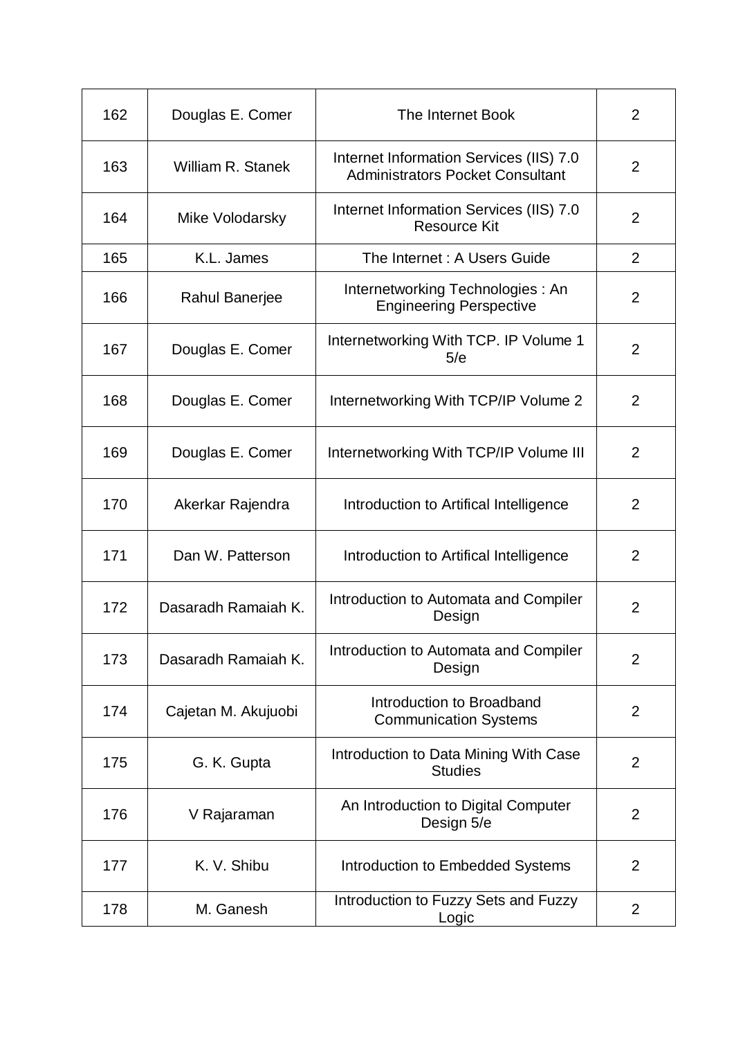| 162 | Douglas E. Comer | The Internet Book | 2 |
|---|---|---|---|
| 163 | William R. Stanek | Internet Information Services (IIS) 7.0 Administrators Pocket Consultant | 2 |
| 164 | Mike Volodarsky | Internet Information Services (IIS) 7.0 Resource Kit | 2 |
| 165 | K.L. James | The Internet : A Users Guide | 2 |
| 166 | Rahul Banerjee | Internetworking Technologies : An Engineering Perspective | 2 |
| 167 | Douglas E. Comer | Internetworking With TCP. IP Volume 1 5/e | 2 |
| 168 | Douglas E. Comer | Internetworking With TCP/IP Volume 2 | 2 |
| 169 | Douglas E. Comer | Internetworking With TCP/IP Volume III | 2 |
| 170 | Akerkar Rajendra | Introduction to Artifical Intelligence | 2 |
| 171 | Dan W. Patterson | Introduction to Artifical Intelligence | 2 |
| 172 | Dasaradh Ramaiah K. | Introduction to Automata and Compiler Design | 2 |
| 173 | Dasaradh Ramaiah K. | Introduction to Automata and Compiler Design | 2 |
| 174 | Cajetan M. Akujuobi | Introduction to Broadband Communication Systems | 2 |
| 175 | G. K. Gupta | Introduction to Data Mining With Case Studies | 2 |
| 176 | V Rajaraman | An Introduction to Digital Computer Design 5/e | 2 |
| 177 | K. V. Shibu | Introduction to Embedded Systems | 2 |
| 178 | M. Ganesh | Introduction to Fuzzy Sets and Fuzzy Logic | 2 |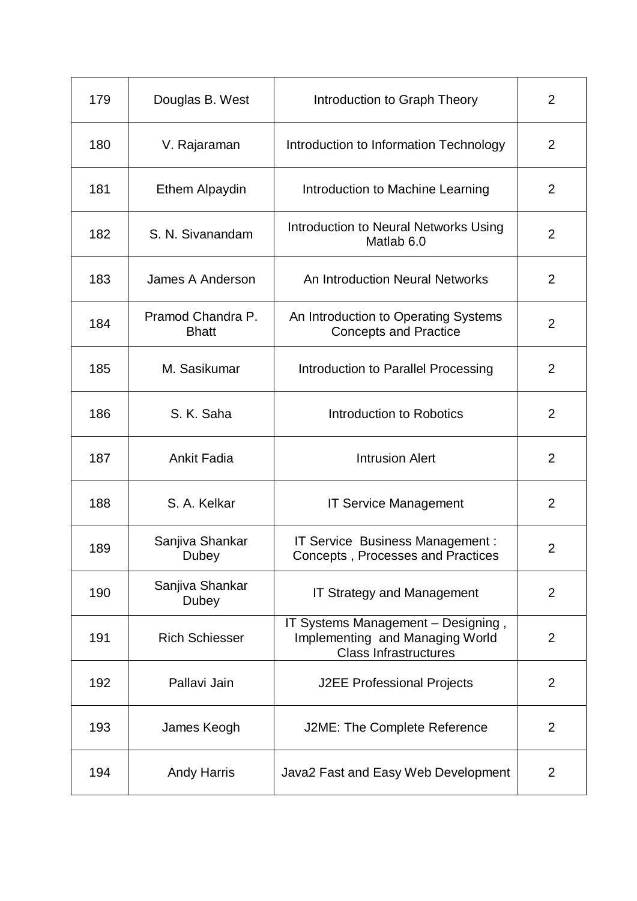| 179 | Douglas B. West | Introduction to Graph Theory | 2 |
|---|---|---|---|
| 180 | V. Rajaraman | Introduction to Information Technology | 2 |
| 181 | Ethem Alpaydin | Introduction to Machine Learning | 2 |
| 182 | S. N. Sivanandam | Introduction to Neural Networks Using Matlab 6.0 | 2 |
| 183 | James A Anderson | An Introduction Neural Networks | 2 |
| 184 | Pramod Chandra P. Bhatt | An Introduction to Operating Systems Concepts and Practice | 2 |
| 185 | M. Sasikumar | Introduction to Parallel Processing | 2 |
| 186 | S. K. Saha | Introduction to Robotics | 2 |
| 187 | Ankit Fadia | Intrusion Alert | 2 |
| 188 | S. A. Kelkar | IT Service Management | 2 |
| 189 | Sanjiva Shankar Dubey | IT Service Business Management : Concepts , Processes and Practices | 2 |
| 190 | Sanjiva Shankar Dubey | IT Strategy and Management | 2 |
| 191 | Rich Schiesser | IT Systems Management – Designing , Implementing and Managing World Class Infrastructures | 2 |
| 192 | Pallavi Jain | J2EE Professional Projects | 2 |
| 193 | James Keogh | J2ME: The Complete Reference | 2 |
| 194 | Andy Harris | Java2 Fast and Easy Web Development | 2 |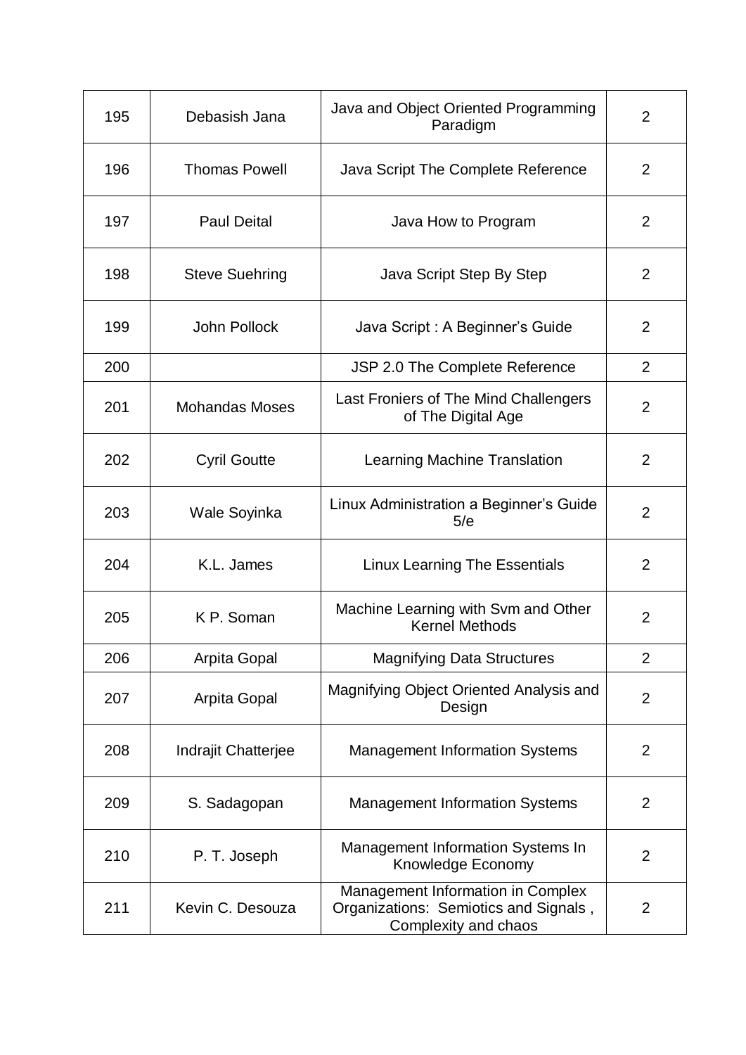| 195 | Debasish Jana | Java and Object Oriented Programming Paradigm | 2 |
|---|---|---|---|
| 196 | Thomas Powell | Java Script The Complete Reference | 2 |
| 197 | Paul Deital | Java How to Program | 2 |
| 198 | Steve Suehring | Java Script Step By Step | 2 |
| 199 | John Pollock | Java Script : A Beginner's Guide | 2 |
| 200 | | JSP 2.0 The Complete Reference | 2 |
| 201 | Mohandas Moses | Last Froniers of The Mind Challengers of The Digital Age | 2 |
| 202 | Cyril Goutte | Learning Machine Translation | 2 |
| 203 | Wale Soyinka | Linux Administration a Beginner's Guide 5/e | 2 |
| 204 | K.L. James | Linux Learning The Essentials | 2 |
| 205 | K P. Soman | Machine Learning with Svm and Other Kernel Methods | 2 |
| 206 | Arpita Gopal | Magnifying Data Structures | 2 |
| 207 | Arpita Gopal | Magnifying Object Oriented Analysis and Design | 2 |
| 208 | Indrajit Chatterjee | Management Information Systems | 2 |
| 209 | S. Sadagopan | Management Information Systems | 2 |
| 210 | P. T. Joseph | Management Information Systems In Knowledge Economy | 2 |
| 211 | Kevin C. Desouza | Management Information in Complex Organizations: Semiotics and Signals , Complexity and chaos | 2 |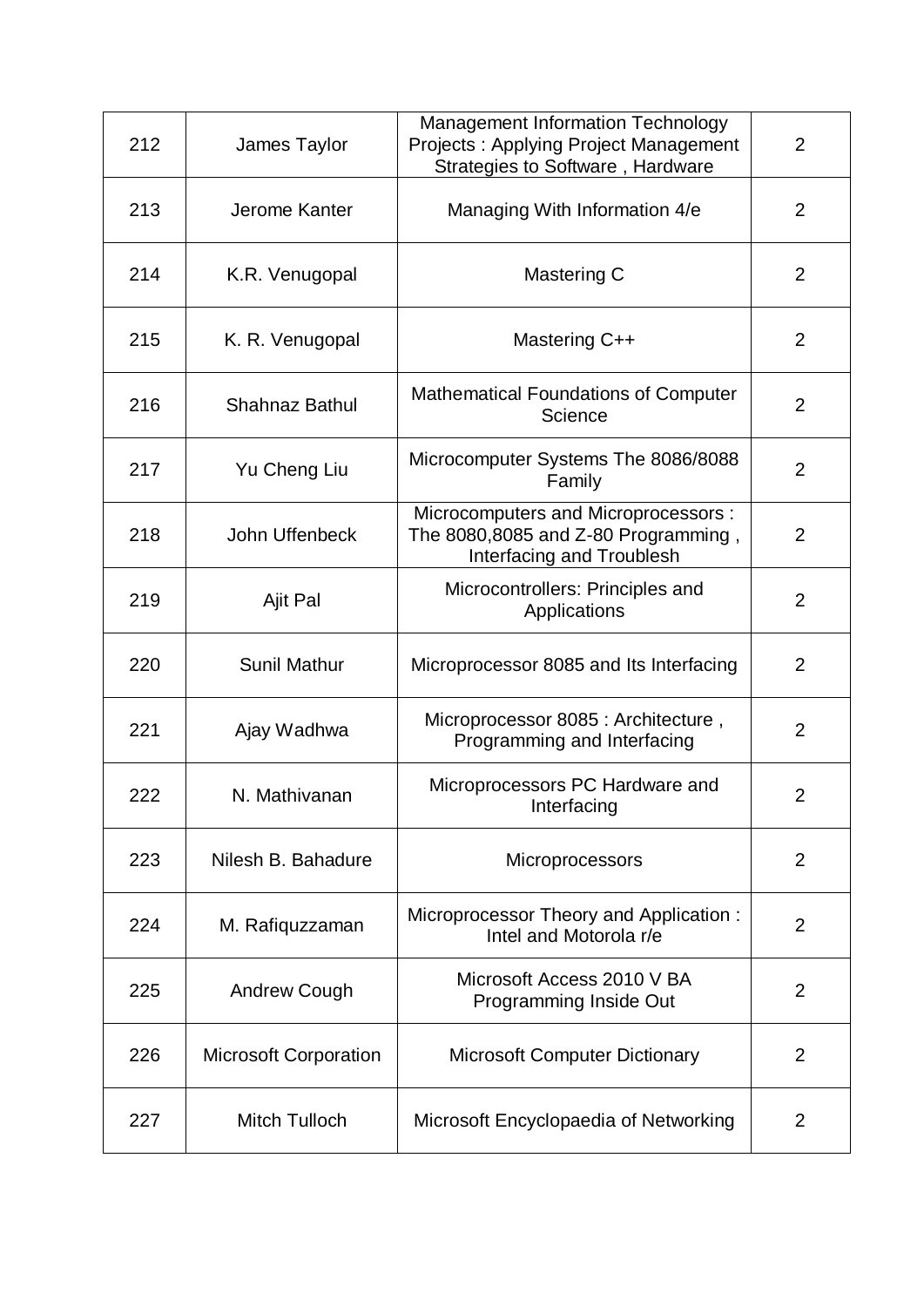| 212 | James Taylor | Management Information Technology Projects : Applying Project Management Strategies to Software , Hardware | 2 |
|---|---|---|---|
| 213 | Jerome Kanter | Managing With Information 4/e | 2 |
| 214 | K.R. Venugopal | Mastering C | 2 |
| 215 | K. R. Venugopal | Mastering C++ | 2 |
| 216 | Shahnaz Bathul | Mathematical Foundations of Computer Science | 2 |
| 217 | Yu Cheng Liu | Microcomputer Systems The 8086/8088 Family | 2 |
| 218 | John Uffenbeck | Microcomputers and Microprocessors : The 8080,8085 and Z-80 Programming , Interfacing and Troublesh | 2 |
| 219 | Ajit Pal | Microcontrollers: Principles and Applications | 2 |
| 220 | Sunil Mathur | Microprocessor 8085 and Its Interfacing | 2 |
| 221 | Ajay Wadhwa | Microprocessor 8085 : Architecture , Programming and Interfacing | 2 |
| 222 | N. Mathivanan | Microprocessors PC Hardware and Interfacing | 2 |
| 223 | Nilesh B. Bahadure | Microprocessors | 2 |
| 224 | M. Rafiquzzaman | Microprocessor Theory and Application : Intel and Motorola r/e | 2 |
| 225 | Andrew Cough | Microsoft Access 2010 V BA Programming Inside Out | 2 |
| 226 | Microsoft Corporation | Microsoft Computer Dictionary | 2 |
| 227 | Mitch Tulloch | Microsoft Encyclopaedia of Networking | 2 |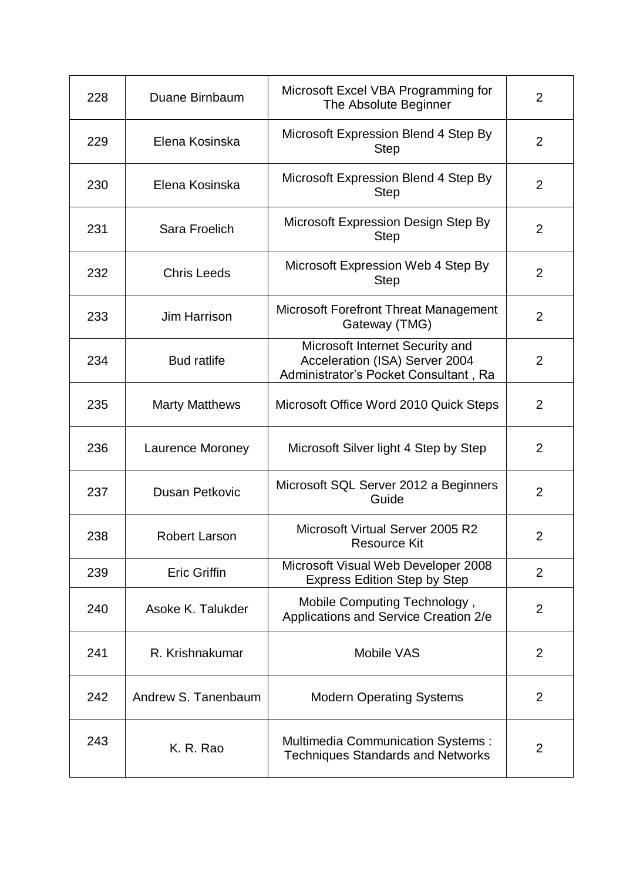| 228 | Duane Birnbaum | Microsoft Excel VBA Programming for The Absolute Beginner | 2 |
|---|---|---|---|
| 229 | Elena Kosinska | Microsoft Expression Blend 4 Step By Step | 2 |
| 230 | Elena Kosinska | Microsoft Expression Blend 4 Step By Step | 2 |
| 231 | Sara Froelich | Microsoft Expression Design Step By Step | 2 |
| 232 | Chris Leeds | Microsoft Expression Web 4 Step By Step | 2 |
| 233 | Jim Harrison | Microsoft Forefront Threat Management Gateway (TMG) | 2 |
| 234 | Bud ratlife | Microsoft Internet Security and Acceleration (ISA) Server 2004 Administrator’s Pocket Consultant , Ra | 2 |
| 235 | Marty Matthews | Microsoft Office Word 2010 Quick Steps | 2 |
| 236 | Laurence Moroney | Microsoft Silver light 4 Step by Step | 2 |
| 237 | Dusan Petkovic | Microsoft SQL Server 2012 a Beginners Guide | 2 |
| 238 | Robert Larson | Microsoft Virtual Server 2005 R2 Resource Kit | 2 |
| 239 | Eric Griffin | Microsoft Visual Web Developer 2008 Express Edition Step by Step | 2 |
| 240 | Asoke K. Talukder | Mobile Computing Technology , Applications and Service Creation 2/e | 2 |
| 241 | R. Krishnakumar | Mobile VAS | 2 |
| 242 | Andrew S. Tanenbaum | Modern Operating Systems | 2 |
| 243 | K. R. Rao | Multimedia Communication Systems : Techniques Standards and Networks | 2 |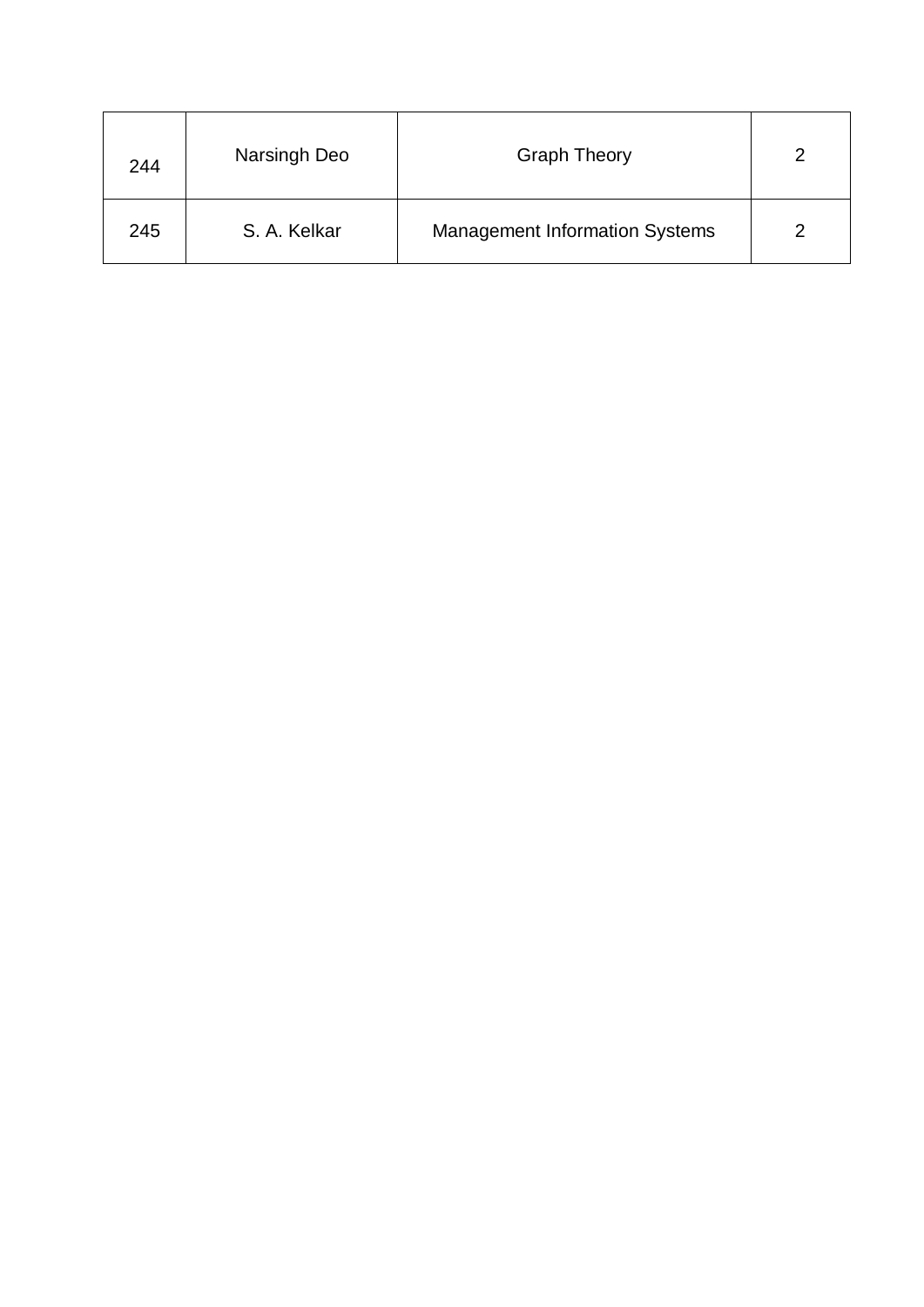| | | | |
|---|---|---|---|
| 244 | Narsingh Deo | Graph Theory | 2 |
| 245 | S. A. Kelkar | Management Information Systems | 2 |